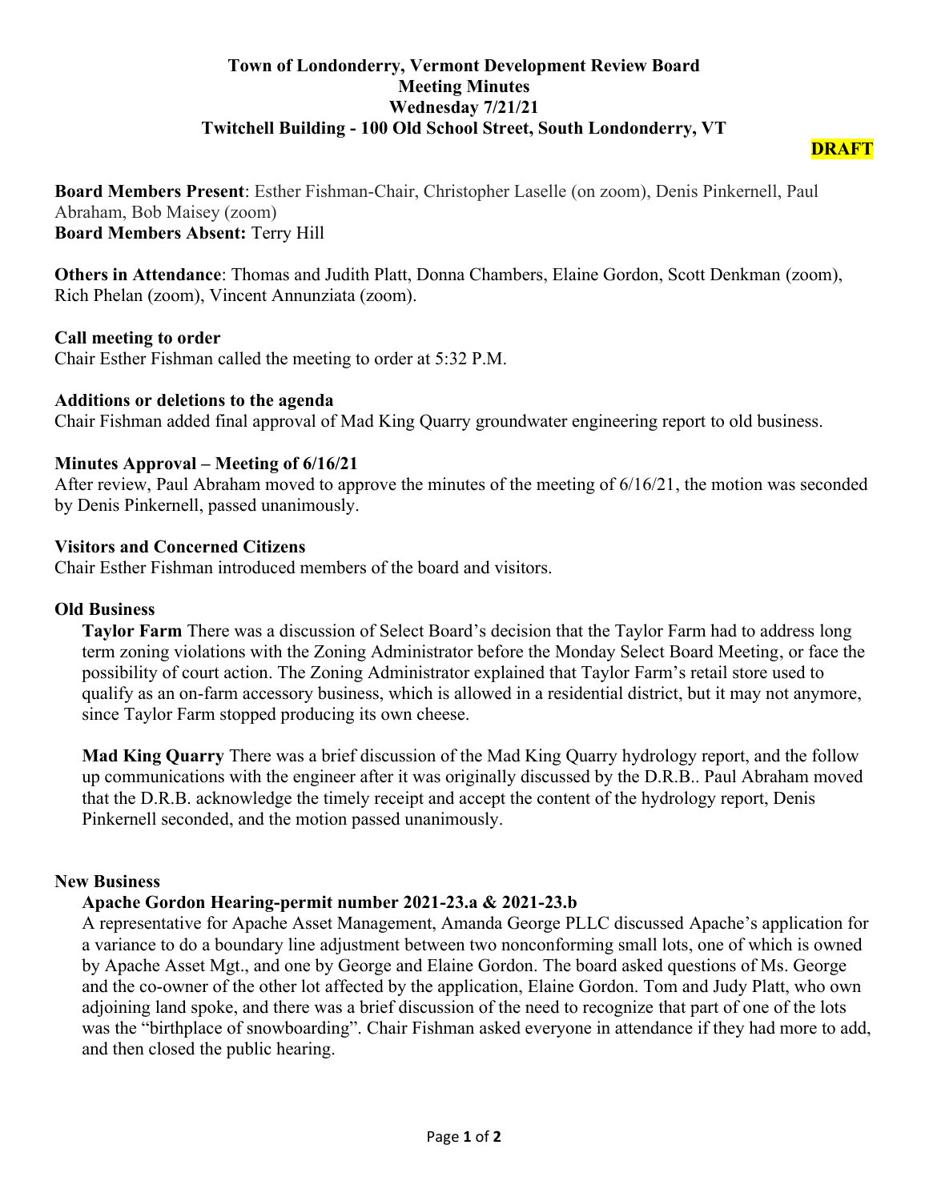# Town of Londonderry, Vermont Development Review Board
## Meeting Minutes
## Wednesday 7/21/21
## Twitchell Building - 100 Old School Street, South Londonderry, VT

**DRAFT**

**Board Members Present**: Esther Fishman-Chair, Christopher Laselle (on zoom), Denis Pinkernell, Paul Abraham, Bob Maisey (zoom)
**Board Members Absent:** Terry Hill

**Others in Attendance**: Thomas and Judith Platt, Donna Chambers, Elaine Gordon, Scott Denkman (zoom), Rich Phelan (zoom), Vincent Annunziata (zoom).

**Call meeting to order**
Chair Esther Fishman called the meeting to order at 5:32 P.M.

**Additions or deletions to the agenda**
Chair Fishman added final approval of Mad King Quarry groundwater engineering report to old business.

**Minutes Approval – Meeting of 6/16/21**
After review, Paul Abraham moved to approve the minutes of the meeting of 6/16/21, the motion was seconded by Denis Pinkernell, passed unanimously.

**Visitors and Concerned Citizens**
Chair Esther Fishman introduced members of the board and visitors.

**Old Business**

**Taylor Farm** There was a discussion of Select Board's decision that the Taylor Farm had to address long term zoning violations with the Zoning Administrator before the Monday Select Board Meeting, or face the possibility of court action. The Zoning Administrator explained that Taylor Farm's retail store used to qualify as an on-farm accessory business, which is allowed in a residential district, but it may not anymore, since Taylor Farm stopped producing its own cheese.

**Mad King Quarry** There was a brief discussion of the Mad King Quarry hydrology report, and the follow up communications with the engineer after it was originally discussed by the D.R.B.. Paul Abraham moved that the D.R.B. acknowledge the timely receipt and accept the content of the hydrology report, Denis Pinkernell seconded, and the motion passed unanimously.

**New Business**

**Apache Gordon Hearing-permit number 2021-23.a & 2021-23.b**
A representative for Apache Asset Management, Amanda George PLLC discussed Apache's application for a variance to do a boundary line adjustment between two nonconforming small lots, one of which is owned by Apache Asset Mgt., and one by George and Elaine Gordon. The board asked questions of Ms. George and the co-owner of the other lot affected by the application, Elaine Gordon. Tom and Judy Platt, who own adjoining land spoke, and there was a brief discussion of the need to recognize that part of one of the lots was the "birthplace of snowboarding". Chair Fishman asked everyone in attendance if they had more to add, and then closed the public hearing.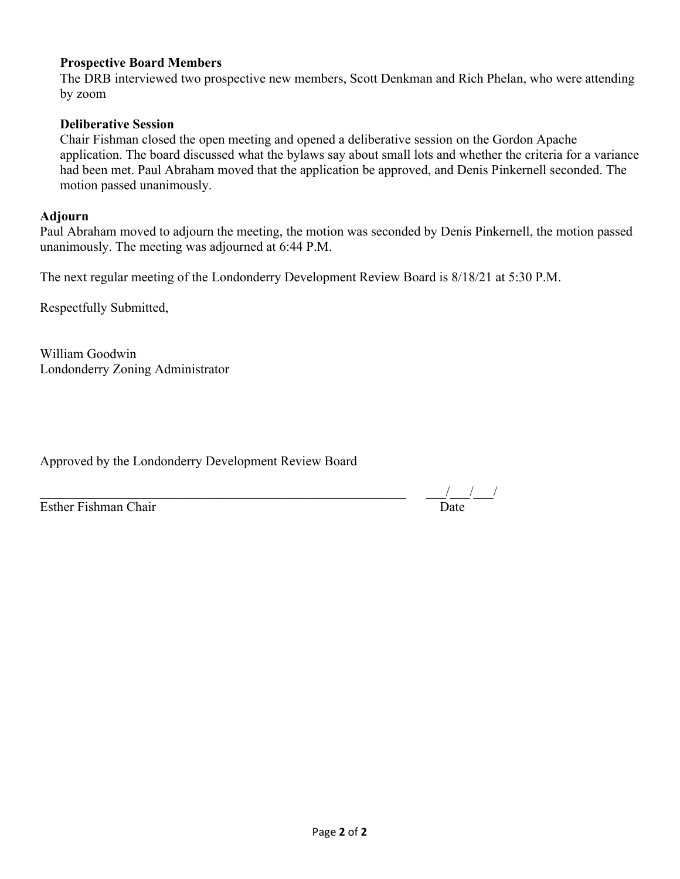### Prospective Board Members

The DRB interviewed two prospective new members, Scott Denkman and Rich Phelan, who were attending by zoom

### Deliberative Session

Chair Fishman closed the open meeting and opened a deliberative session on the Gordon Apache application. The board discussed what the bylaws say about small lots and whether the criteria for a variance had been met. Paul Abraham moved that the application be approved, and Denis Pinkernell seconded. The motion passed unanimously.

## Adjourn

Paul Abraham moved to adjourn the meeting, the motion was seconded by Denis Pinkernell, the motion passed unanimously. The meeting was adjourned at 6:44 P.M.

The next regular meeting of the Londonderry Development Review Board is 8/18/21 at 5:30 P.M.

Respectfully Submitted,

William Goodwin
Londonderry Zoning Administrator

Approved by the Londonderry Development Review Board

_______________________________________________ ___/___/___/

Esther Fishman Chair Date